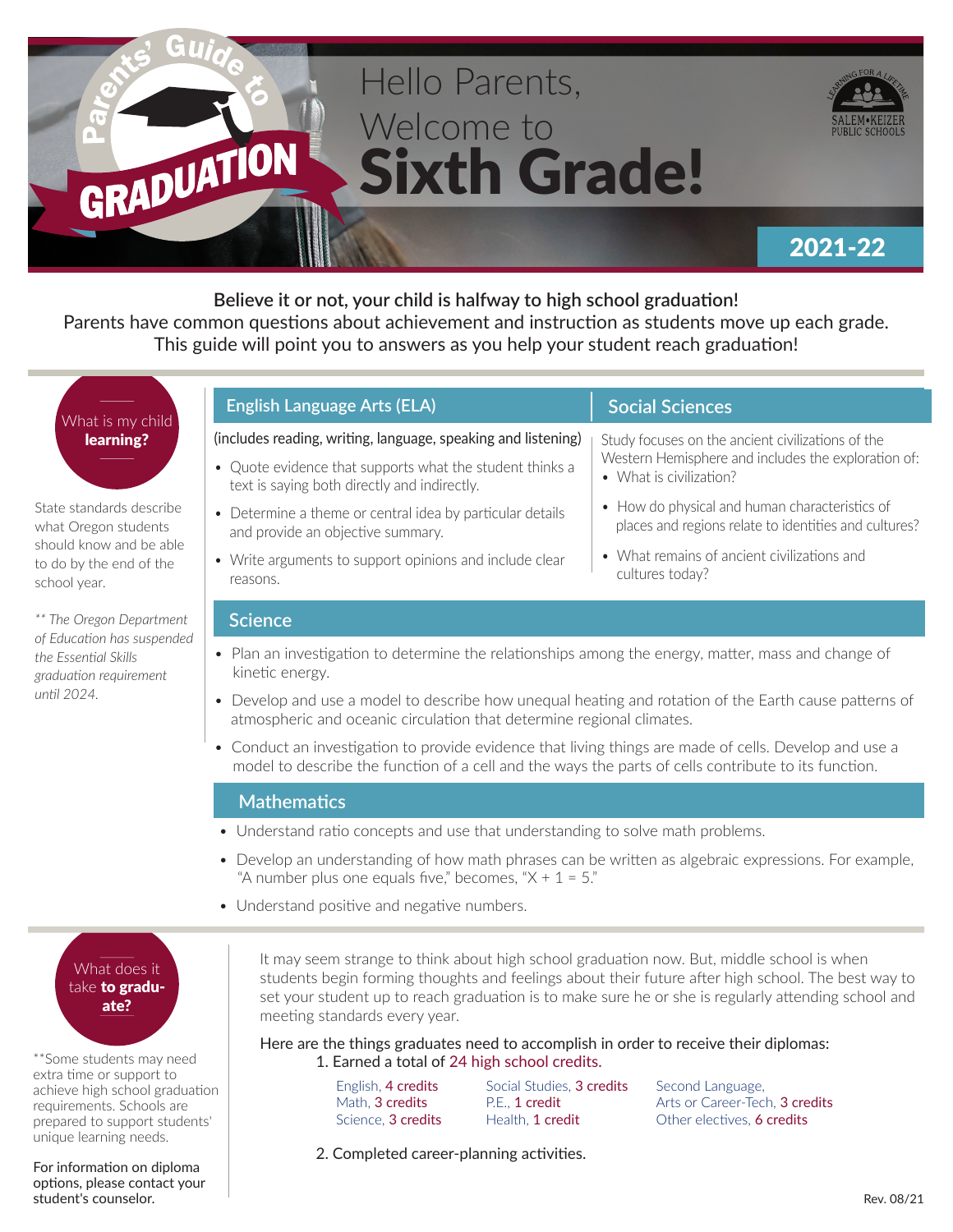# Parents' Guide to GRADUATION

# Hello Parents, Welcome to Sixth Grade!

SALEM•KEIZER PUBLIC SCHOOLS — LEARNING FOR A LIFETIME

**2021-22**

**Believe it or not, your child is halfway to high school graduation!**
Parents have common questions about achievement and instruction as students move up each grade. This guide will point you to answers as you help your student reach graduation!

## What is my child **learning?**

State standards describe what Oregon students should know and be able to do by the end of the school year.

*\*\* The Oregon Department of Education has suspended the Essential Skills graduation requirement until 2024.*

### English Language Arts (ELA)

(includes reading, writing, language, speaking and listening)

- Quote evidence that supports what the student thinks a text is saying both directly and indirectly.
- Determine a theme or central idea by particular details and provide an objective summary.
- Write arguments to support opinions and include clear reasons.

### Social Sciences

Study focuses on the ancient civilizations of the Western Hemisphere and includes the exploration of:

- What is civilization?
- How do physical and human characteristics of places and regions relate to identities and cultures?
- What remains of ancient civilizations and cultures today?

### Science

- Plan an investigation to determine the relationships among the energy, matter, mass and change of kinetic energy.
- Develop and use a model to describe how unequal heating and rotation of the Earth cause patterns of atmospheric and oceanic circulation that determine regional climates.
- Conduct an investigation to provide evidence that living things are made of cells. Develop and use a model to describe the function of a cell and the ways the parts of cells contribute to its function.

### Mathematics

- Understand ratio concepts and use that understanding to solve math problems.
- Develop an understanding of how math phrases can be written as algebraic expressions. For example, "A number plus one equals five," becomes, "$X + 1 = 5$."
- Understand positive and negative numbers.

## What does it take **to graduate?**

\*\*Some students may need extra time or support to achieve high school graduation requirements. Schools are prepared to support students' unique learning needs.

For information on diploma options, please contact your student's counselor.

It may seem strange to think about high school graduation now. But, middle school is when students begin forming thoughts and feelings about their future after high school. The best way to set your student up to reach graduation is to make sure he or she is regularly attending school and meeting standards every year.

Here are the things graduates need to accomplish in order to receive their diplomas:

1. Earned a total of 24 high school credits.

| | | |
|---|---|---|
| English, 4 credits | Social Studies, 3 credits | Second Language, Arts or Career-Tech, 3 credits |
| Math, 3 credits | P.E., 1 credit | Other electives, 6 credits |
| Science, 3 credits | Health, 1 credit | |

2. Completed career-planning activities.

Rev. 08/21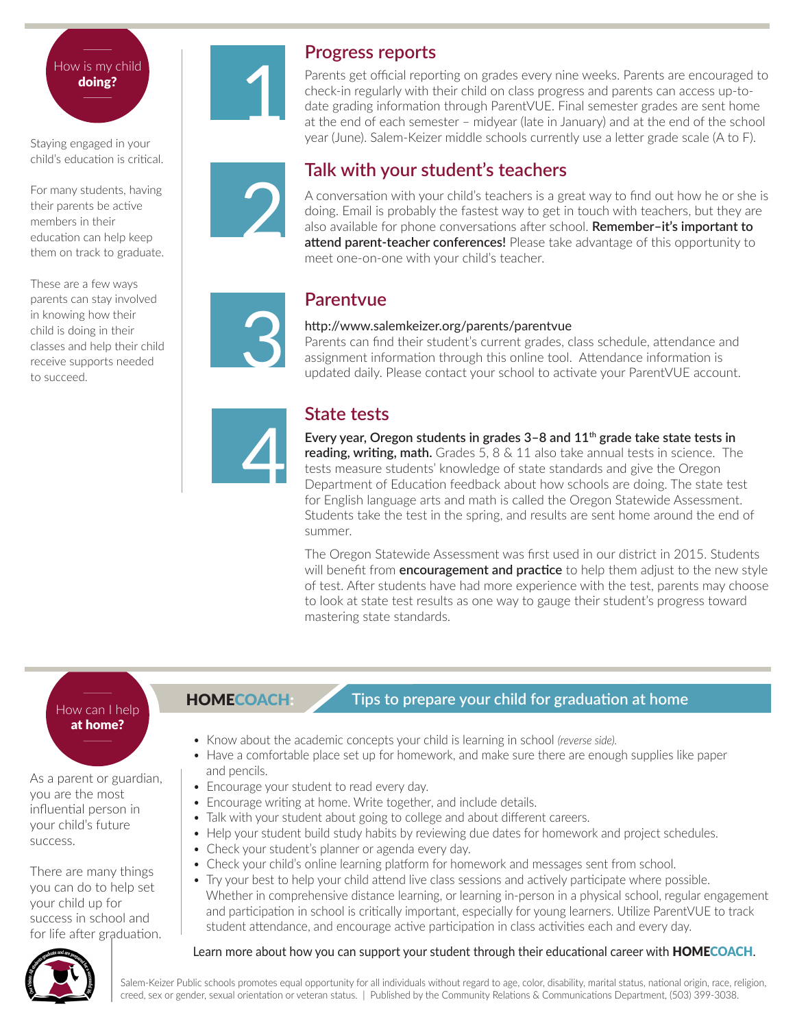## How is my child **doing?**

Staying engaged in your child's education is critical.

For many students, having their parents be active members in their education can help keep them on track to graduate.

These are a few ways parents can stay involved in knowing how their child is doing in their classes and help their child receive supports needed to succeed.

### 1 Progress reports

Parents get official reporting on grades every nine weeks. Parents are encouraged to check-in regularly with their child on class progress and parents can access up-to-date grading information through ParentVUE. Final semester grades are sent home at the end of each semester – midyear (late in January) and at the end of the school year (June). Salem-Keizer middle schools currently use a letter grade scale (A to F).

### 2 Talk with your student's teachers

A conversation with your child's teachers is a great way to find out how he or she is doing. Email is probably the fastest way to get in touch with teachers, but they are also available for phone conversations after school. **Remember–it's important to attend parent-teacher conferences!** Please take advantage of this opportunity to meet one-on-one with your child's teacher.

### 3 Parentvue

http://www.salemkeizer.org/parents/parentvue

Parents can find their student's current grades, class schedule, attendance and assignment information through this online tool. Attendance information is updated daily. Please contact your school to activate your ParentVUE account.

### 4 State tests

**Every year, Oregon students in grades 3–8 and 11th grade take state tests in reading, writing, math.** Grades 5, 8 & 11 also take annual tests in science. The tests measure students' knowledge of state standards and give the Oregon Department of Education feedback about how schools are doing. The state test for English language arts and math is called the Oregon Statewide Assessment. Students take the test in the spring, and results are sent home around the end of summer.

The Oregon Statewide Assessment was first used in our district in 2015. Students will benefit from **encouragement and practice** to help them adjust to the new style of test. After students have had more experience with the test, parents may choose to look at state test results as one way to gauge their student's progress toward mastering state standards.

## How can I help **at home?**

As a parent or guardian, you are the most influential person in your child's future success.

There are many things you can do to help set your child up for success in school and for life after graduation.

### HOMECOACH: Tips to prepare your child for graduation at home

- Know about the academic concepts your child is learning in school *(reverse side).*
- Have a comfortable place set up for homework, and make sure there are enough supplies like paper and pencils.
- Encourage your student to read every day.
- Encourage writing at home. Write together, and include details.
- Talk with your student about going to college and about different careers.
- Help your student build study habits by reviewing due dates for homework and project schedules.
- Check your student's planner or agenda every day.
- Check your child's online learning platform for homework and messages sent from school.
- Try your best to help your child attend live class sessions and actively participate where possible. Whether in comprehensive distance learning, or learning in-person in a physical school, regular engagement and participation in school is critically important, especially for young learners. Utilize ParentVUE to track student attendance, and encourage active participation in class activities each and every day.

Learn more about how you can support your student through their educational career with **HOMECOACH**.

Salem-Keizer Public schools promotes equal opportunity for all individuals without regard to age, color, disability, marital status, national origin, race, religion, creed, sex or gender, sexual orientation or veteran status. | Published by the Community Relations & Communications Department, (503) 399-3038.